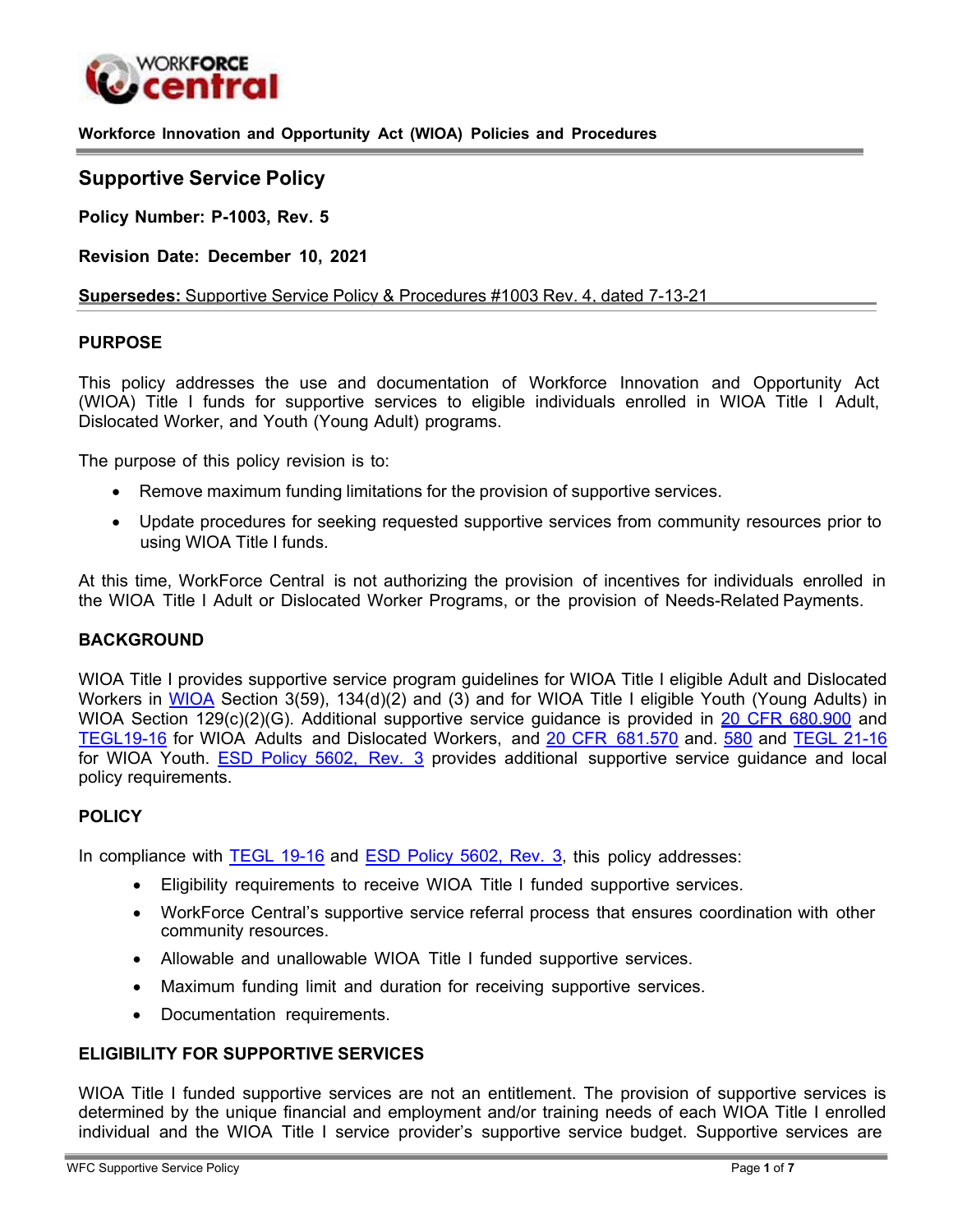WORKFORCE central

**Workforce Innovation and Opportunity Act (WIOA) Policies and Procedures**

# Supportive Service Policy

**Policy Number: P-1003, Rev. 5**

**Revision Date: December 10, 2021**

**Supersedes:** Supportive Service Policy & Procedures #1003 Rev. 4, dated 7-13-21

## PURPOSE

This policy addresses the use and documentation of Workforce Innovation and Opportunity Act (WIOA) Title I funds for supportive services to eligible individuals enrolled in WIOA Title I Adult, Dislocated Worker, and Youth (Young Adult) programs.

The purpose of this policy revision is to:

- Remove maximum funding limitations for the provision of supportive services.
- Update procedures for seeking requested supportive services from community resources prior to using WIOA Title I funds.

At this time, WorkForce Central is not authorizing the provision of incentives for individuals enrolled in the WIOA Title I Adult or Dislocated Worker Programs, or the provision of Needs-Related Payments.

## BACKGROUND

WIOA Title I provides supportive service program guidelines for WIOA Title I eligible Adult and Dislocated Workers in WIOA Section 3(59), 134(d)(2) and (3) and for WIOA Title I eligible Youth (Young Adults) in WIOA Section 129(c)(2)(G). Additional supportive service guidance is provided in 20 CFR 680.900 and TEGL19-16 for WIOA Adults and Dislocated Workers, and 20 CFR 681.570 and. 580 and TEGL 21-16 for WIOA Youth. ESD Policy 5602, Rev. 3 provides additional supportive service guidance and local policy requirements.

## POLICY

In compliance with TEGL 19-16 and ESD Policy 5602, Rev. 3, this policy addresses:

- Eligibility requirements to receive WIOA Title I funded supportive services.
- WorkForce Central's supportive service referral process that ensures coordination with other community resources.
- Allowable and unallowable WIOA Title I funded supportive services.
- Maximum funding limit and duration for receiving supportive services.
- Documentation requirements.

## ELIGIBILITY FOR SUPPORTIVE SERVICES

WIOA Title I funded supportive services are not an entitlement. The provision of supportive services is determined by the unique financial and employment and/or training needs of each WIOA Title I enrolled individual and the WIOA Title I service provider's supportive service budget. Supportive services are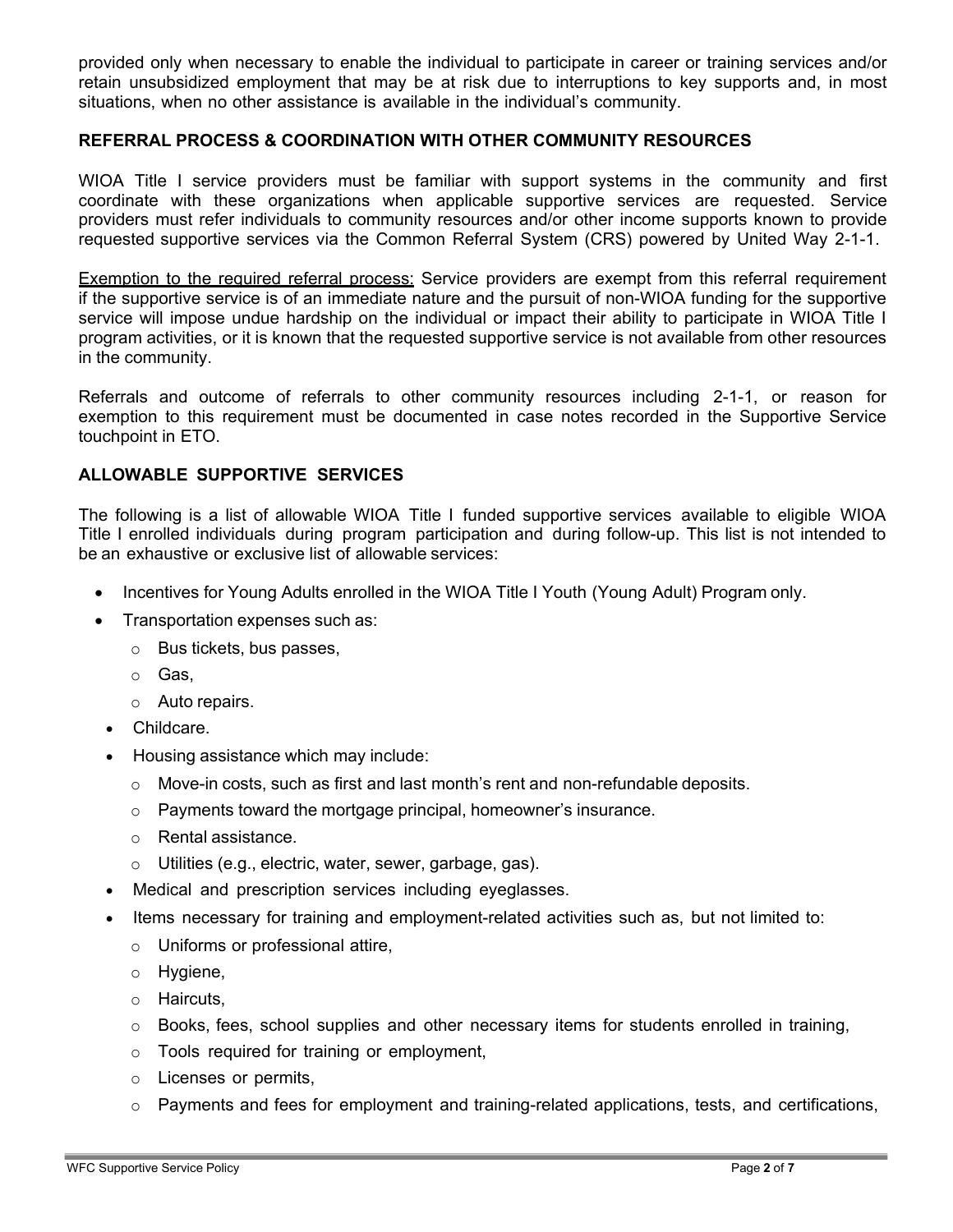provided only when necessary to enable the individual to participate in career or training services and/or retain unsubsidized employment that may be at risk due to interruptions to key supports and, in most situations, when no other assistance is available in the individual's community.

## REFERRAL PROCESS & COORDINATION WITH OTHER COMMUNITY RESOURCES

WIOA Title I service providers must be familiar with support systems in the community and first coordinate with these organizations when applicable supportive services are requested. Service providers must refer individuals to community resources and/or other income supports known to provide requested supportive services via the Common Referral System (CRS) powered by United Way 2-1-1.

<u>Exemption to the required referral process:</u> Service providers are exempt from this referral requirement if the supportive service is of an immediate nature and the pursuit of non-WIOA funding for the supportive service will impose undue hardship on the individual or impact their ability to participate in WIOA Title I program activities, or it is known that the requested supportive service is not available from other resources in the community.

Referrals and outcome of referrals to other community resources including 2-1-1, or reason for exemption to this requirement must be documented in case notes recorded in the Supportive Service touchpoint in ETO.

## ALLOWABLE SUPPORTIVE SERVICES

The following is a list of allowable WIOA Title I funded supportive services available to eligible WIOA Title I enrolled individuals during program participation and during follow-up. This list is not intended to be an exhaustive or exclusive list of allowable services:

- Incentives for Young Adults enrolled in the WIOA Title I Youth (Young Adult) Program only.
- Transportation expenses such as:
  - Bus tickets, bus passes,
  - Gas,
  - Auto repairs.
- Childcare.
- Housing assistance which may include:
  - Move-in costs, such as first and last month's rent and non-refundable deposits.
  - Payments toward the mortgage principal, homeowner's insurance.
  - Rental assistance.
  - Utilities (e.g., electric, water, sewer, garbage, gas).
- Medical and prescription services including eyeglasses.
- Items necessary for training and employment-related activities such as, but not limited to:
  - Uniforms or professional attire,
  - Hygiene,
  - Haircuts,
  - Books, fees, school supplies and other necessary items for students enrolled in training,
  - Tools required for training or employment,
  - Licenses or permits,
  - Payments and fees for employment and training-related applications, tests, and certifications,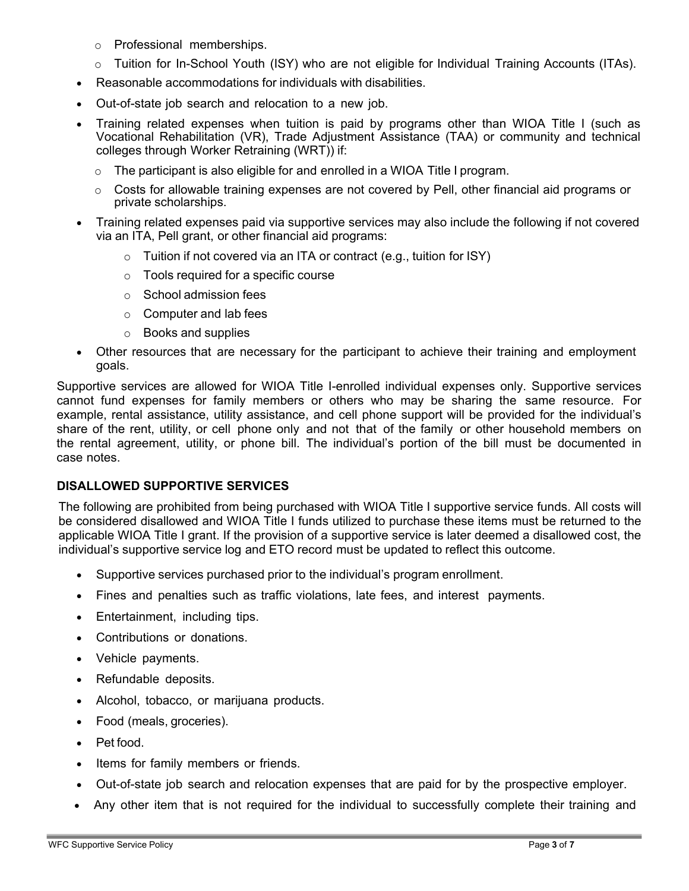- Professional memberships.
  - Tuition for In-School Youth (ISY) who are not eligible for Individual Training Accounts (ITAs).
- Reasonable accommodations for individuals with disabilities.
- Out-of-state job search and relocation to a new job.
- Training related expenses when tuition is paid by programs other than WIOA Title I (such as Vocational Rehabilitation (VR), Trade Adjustment Assistance (TAA) or community and technical colleges through Worker Retraining (WRT)) if:
  - The participant is also eligible for and enrolled in a WIOA Title I program.
  - Costs for allowable training expenses are not covered by Pell, other financial aid programs or private scholarships.
- Training related expenses paid via supportive services may also include the following if not covered via an ITA, Pell grant, or other financial aid programs:
  - Tuition if not covered via an ITA or contract (e.g., tuition for ISY)
  - Tools required for a specific course
  - School admission fees
  - Computer and lab fees
  - Books and supplies
- Other resources that are necessary for the participant to achieve their training and employment goals.

Supportive services are allowed for WIOA Title I-enrolled individual expenses only. Supportive services cannot fund expenses for family members or others who may be sharing the same resource. For example, rental assistance, utility assistance, and cell phone support will be provided for the individual's share of the rent, utility, or cell phone only and not that of the family or other household members on the rental agreement, utility, or phone bill. The individual's portion of the bill must be documented in case notes.

## DISALLOWED SUPPORTIVE SERVICES

The following are prohibited from being purchased with WIOA Title I supportive service funds. All costs will be considered disallowed and WIOA Title I funds utilized to purchase these items must be returned to the applicable WIOA Title I grant. If the provision of a supportive service is later deemed a disallowed cost, the individual's supportive service log and ETO record must be updated to reflect this outcome.

- Supportive services purchased prior to the individual's program enrollment.
- Fines and penalties such as traffic violations, late fees, and interest payments.
- Entertainment, including tips.
- Contributions or donations.
- Vehicle payments.
- Refundable deposits.
- Alcohol, tobacco, or marijuana products.
- Food (meals, groceries).
- Pet food.
- Items for family members or friends.
- Out-of-state job search and relocation expenses that are paid for by the prospective employer.
- Any other item that is not required for the individual to successfully complete their training and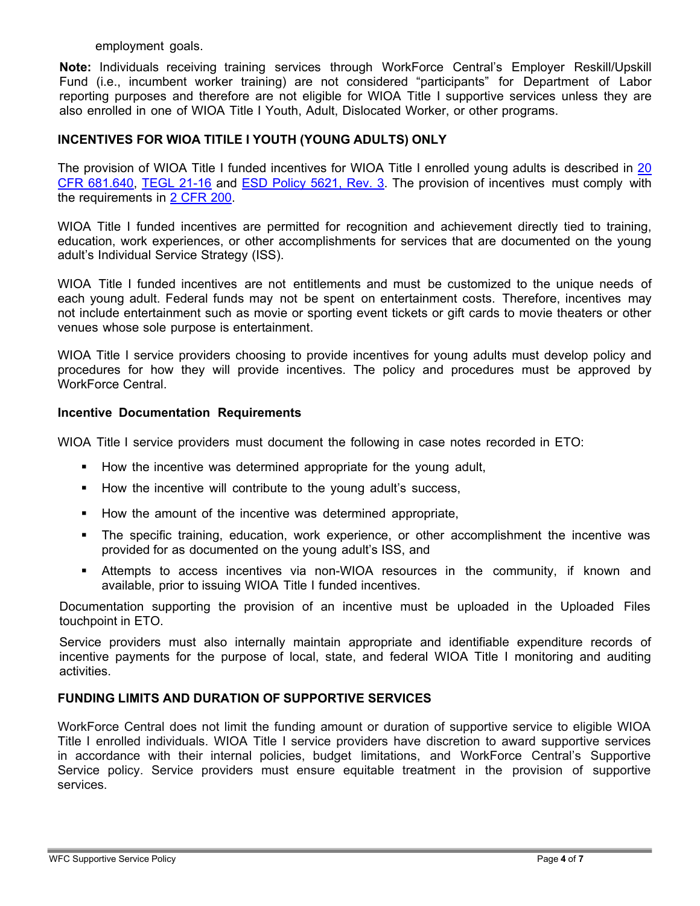employment goals.

**Note:** Individuals receiving training services through WorkForce Central's Employer Reskill/Upskill Fund (i.e., incumbent worker training) are not considered "participants" for Department of Labor reporting purposes and therefore are not eligible for WIOA Title I supportive services unless they are also enrolled in one of WIOA Title I Youth, Adult, Dislocated Worker, or other programs.

## INCENTIVES FOR WIOA TITILE I YOUTH (YOUNG ADULTS) ONLY

The provision of WIOA Title I funded incentives for WIOA Title I enrolled young adults is described in 20 CFR 681.640, TEGL 21-16 and ESD Policy 5621, Rev. 3. The provision of incentives must comply with the requirements in 2 CFR 200.

WIOA Title I funded incentives are permitted for recognition and achievement directly tied to training, education, work experiences, or other accomplishments for services that are documented on the young adult's Individual Service Strategy (ISS).

WIOA Title I funded incentives are not entitlements and must be customized to the unique needs of each young adult. Federal funds may not be spent on entertainment costs. Therefore, incentives may not include entertainment such as movie or sporting event tickets or gift cards to movie theaters or other venues whose sole purpose is entertainment.

WIOA Title I service providers choosing to provide incentives for young adults must develop policy and procedures for how they will provide incentives. The policy and procedures must be approved by WorkForce Central.

### Incentive Documentation Requirements

WIOA Title I service providers must document the following in case notes recorded in ETO:

- How the incentive was determined appropriate for the young adult,
- How the incentive will contribute to the young adult's success,
- How the amount of the incentive was determined appropriate,
- The specific training, education, work experience, or other accomplishment the incentive was provided for as documented on the young adult's ISS, and
- Attempts to access incentives via non-WIOA resources in the community, if known and available, prior to issuing WIOA Title I funded incentives.

Documentation supporting the provision of an incentive must be uploaded in the Uploaded Files touchpoint in ETO.

Service providers must also internally maintain appropriate and identifiable expenditure records of incentive payments for the purpose of local, state, and federal WIOA Title I monitoring and auditing activities.

## FUNDING LIMITS AND DURATION OF SUPPORTIVE SERVICES

WorkForce Central does not limit the funding amount or duration of supportive service to eligible WIOA Title I enrolled individuals. WIOA Title I service providers have discretion to award supportive services in accordance with their internal policies, budget limitations, and WorkForce Central's Supportive Service policy. Service providers must ensure equitable treatment in the provision of supportive services.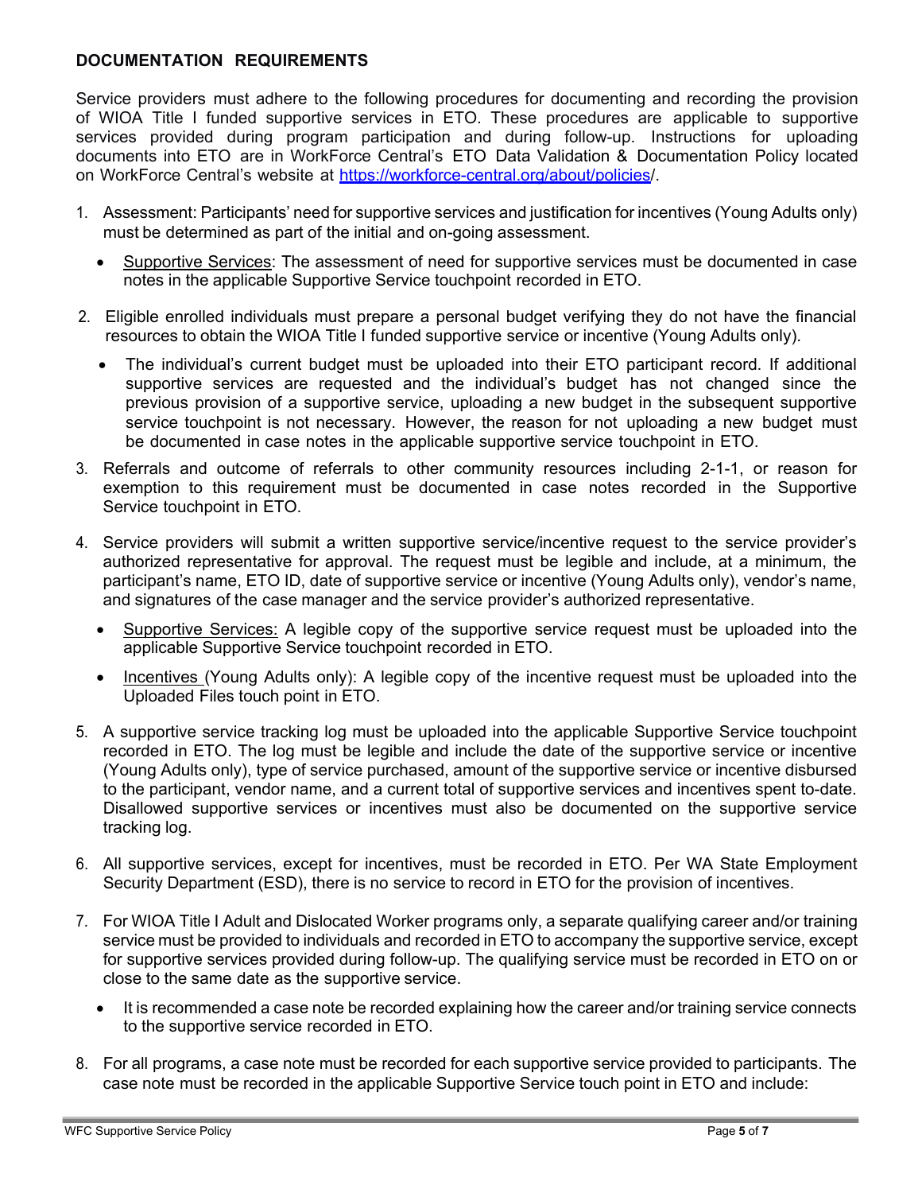## DOCUMENTATION REQUIREMENTS

Service providers must adhere to the following procedures for documenting and recording the provision of WIOA Title I funded supportive services in ETO. These procedures are applicable to supportive services provided during program participation and during follow-up. Instructions for uploading documents into ETO are in WorkForce Central's ETO Data Validation & Documentation Policy located on WorkForce Central's website at https://workforce-central.org/about/policies/.

1. Assessment: Participants' need for supportive services and justification for incentives (Young Adults only) must be determined as part of the initial and on-going assessment.
   - Supportive Services: The assessment of need for supportive services must be documented in case notes in the applicable Supportive Service touchpoint recorded in ETO.
2. Eligible enrolled individuals must prepare a personal budget verifying they do not have the financial resources to obtain the WIOA Title I funded supportive service or incentive (Young Adults only).
   - The individual's current budget must be uploaded into their ETO participant record. If additional supportive services are requested and the individual's budget has not changed since the previous provision of a supportive service, uploading a new budget in the subsequent supportive service touchpoint is not necessary. However, the reason for not uploading a new budget must be documented in case notes in the applicable supportive service touchpoint in ETO.
3. Referrals and outcome of referrals to other community resources including 2-1-1, or reason for exemption to this requirement must be documented in case notes recorded in the Supportive Service touchpoint in ETO.
4. Service providers will submit a written supportive service/incentive request to the service provider's authorized representative for approval. The request must be legible and include, at a minimum, the participant's name, ETO ID, date of supportive service or incentive (Young Adults only), vendor's name, and signatures of the case manager and the service provider's authorized representative.
   - Supportive Services: A legible copy of the supportive service request must be uploaded into the applicable Supportive Service touchpoint recorded in ETO.
   - Incentives (Young Adults only): A legible copy of the incentive request must be uploaded into the Uploaded Files touch point in ETO.
5. A supportive service tracking log must be uploaded into the applicable Supportive Service touchpoint recorded in ETO. The log must be legible and include the date of the supportive service or incentive (Young Adults only), type of service purchased, amount of the supportive service or incentive disbursed to the participant, vendor name, and a current total of supportive services and incentives spent to-date. Disallowed supportive services or incentives must also be documented on the supportive service tracking log.
6. All supportive services, except for incentives, must be recorded in ETO. Per WA State Employment Security Department (ESD), there is no service to record in ETO for the provision of incentives.
7. For WIOA Title I Adult and Dislocated Worker programs only, a separate qualifying career and/or training service must be provided to individuals and recorded in ETO to accompany the supportive service, except for supportive services provided during follow-up. The qualifying service must be recorded in ETO on or close to the same date as the supportive service.
   - It is recommended a case note be recorded explaining how the career and/or training service connects to the supportive service recorded in ETO.
8. For all programs, a case note must be recorded for each supportive service provided to participants. The case note must be recorded in the applicable Supportive Service touch point in ETO and include: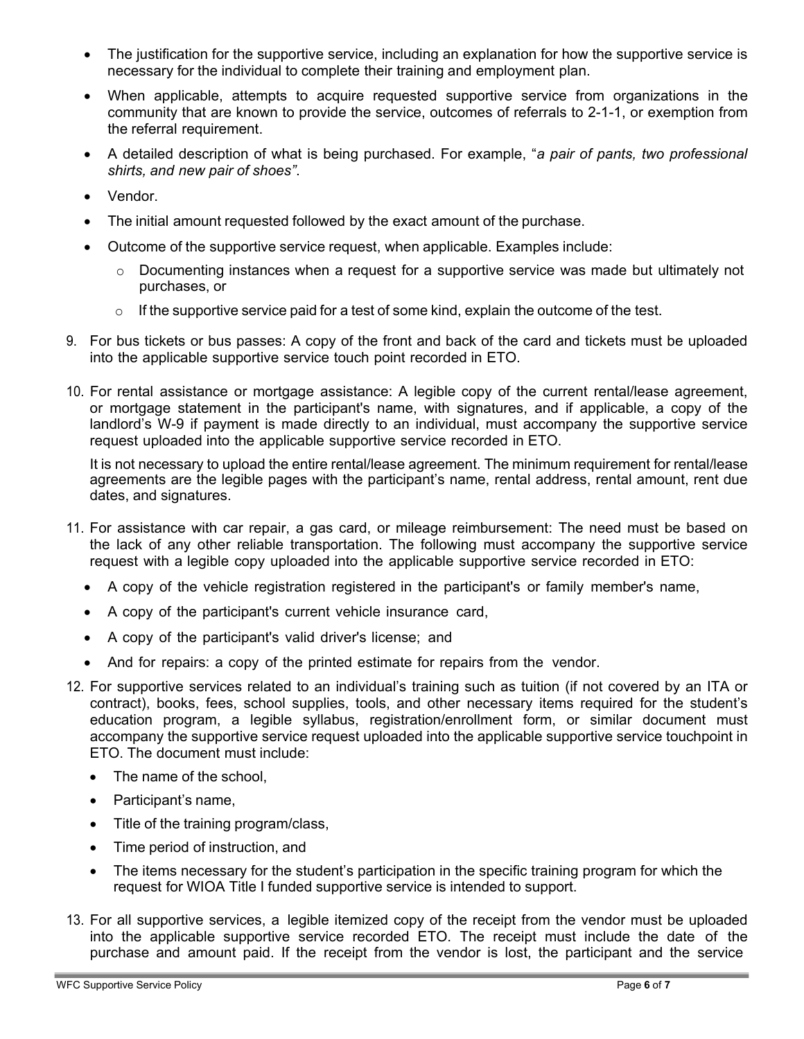- The justification for the supportive service, including an explanation for how the supportive service is necessary for the individual to complete their training and employment plan.
- When applicable, attempts to acquire requested supportive service from organizations in the community that are known to provide the service, outcomes of referrals to 2-1-1, or exemption from the referral requirement.
- A detailed description of what is being purchased. For example, "*a pair of pants, two professional shirts, and new pair of shoes"*.
- Vendor.
- The initial amount requested followed by the exact amount of the purchase.
- Outcome of the supportive service request, when applicable. Examples include:
  - Documenting instances when a request for a supportive service was made but ultimately not purchases, or
  - If the supportive service paid for a test of some kind, explain the outcome of the test.

9. For bus tickets or bus passes: A copy of the front and back of the card and tickets must be uploaded into the applicable supportive service touch point recorded in ETO.

10. For rental assistance or mortgage assistance: A legible copy of the current rental/lease agreement, or mortgage statement in the participant's name, with signatures, and if applicable, a copy of the landlord's W-9 if payment is made directly to an individual, must accompany the supportive service request uploaded into the applicable supportive service recorded in ETO.

    It is not necessary to upload the entire rental/lease agreement. The minimum requirement for rental/lease agreements are the legible pages with the participant's name, rental address, rental amount, rent due dates, and signatures.

11. For assistance with car repair, a gas card, or mileage reimbursement: The need must be based on the lack of any other reliable transportation. The following must accompany the supportive service request with a legible copy uploaded into the applicable supportive service recorded in ETO:
    - A copy of the vehicle registration registered in the participant's or family member's name,
    - A copy of the participant's current vehicle insurance card,
    - A copy of the participant's valid driver's license; and
    - And for repairs: a copy of the printed estimate for repairs from the vendor.

12. For supportive services related to an individual's training such as tuition (if not covered by an ITA or contract), books, fees, school supplies, tools, and other necessary items required for the student's education program, a legible syllabus, registration/enrollment form, or similar document must accompany the supportive service request uploaded into the applicable supportive service touchpoint in ETO. The document must include:
    - The name of the school,
    - Participant's name,
    - Title of the training program/class,
    - Time period of instruction, and
    - The items necessary for the student's participation in the specific training program for which the request for WIOA Title I funded supportive service is intended to support.

13. For all supportive services, a legible itemized copy of the receipt from the vendor must be uploaded into the applicable supportive service recorded ETO. The receipt must include the date of the purchase and amount paid. If the receipt from the vendor is lost, the participant and the service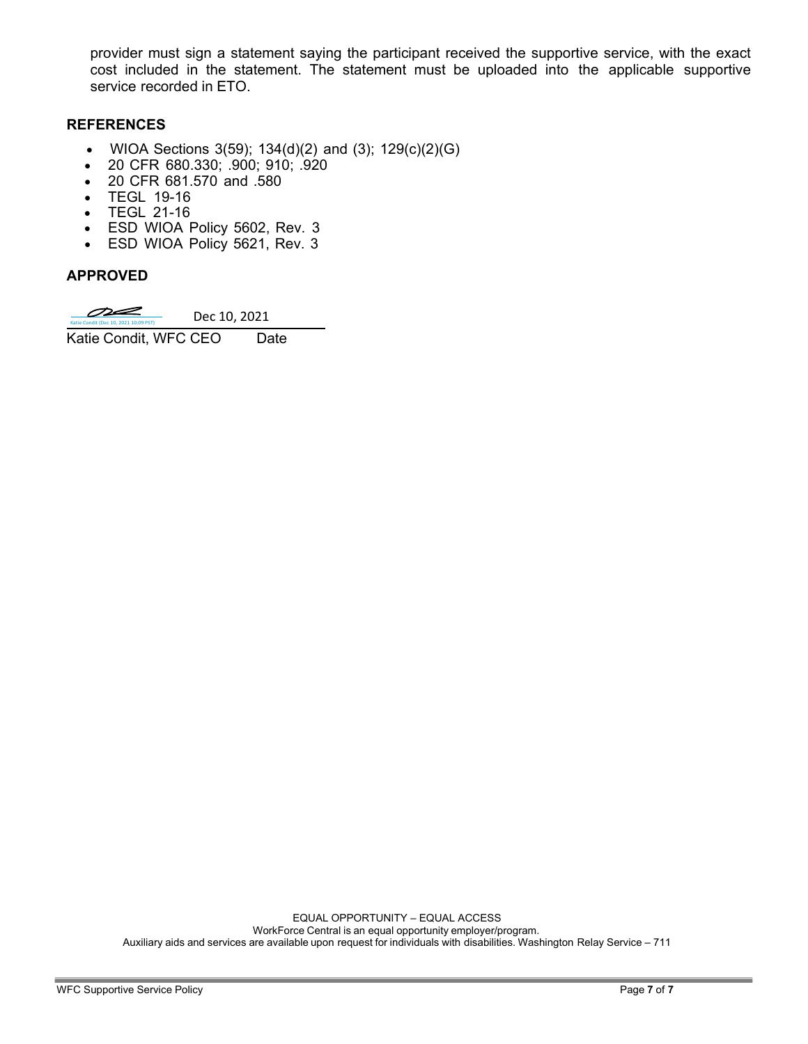provider must sign a statement saying the participant received the supportive service, with the exact cost included in the statement. The statement must be uploaded into the applicable supportive service recorded in ETO.

## REFERENCES

- WIOA Sections 3(59); 134(d)(2) and (3); 129(c)(2)(G)
- 20 CFR 680.330; .900; 910; .920
- 20 CFR 681.570 and .580
- TEGL 19-16
- TEGL 21-16
- ESD WIOA Policy 5602, Rev. 3
- ESD WIOA Policy 5621, Rev. 3

## APPROVED

Katie Condit (Dec 10, 2021 10:09 PST) Dec 10, 2021

Katie Condit, WFC CEO Date

EQUAL OPPORTUNITY – EQUAL ACCESS
WorkForce Central is an equal opportunity employer/program.
Auxiliary aids and services are available upon request for individuals with disabilities. Washington Relay Service – 711